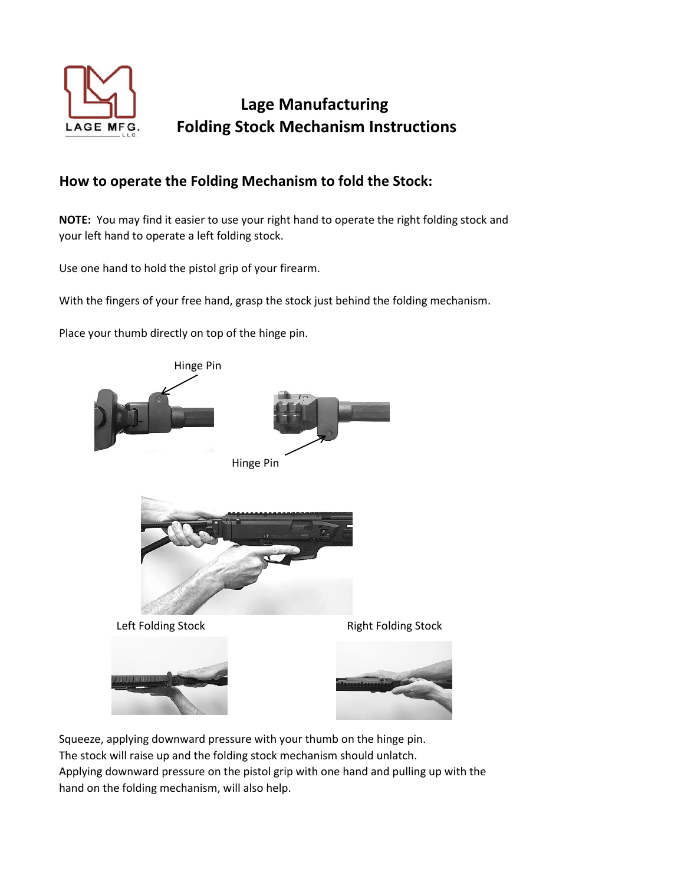# Lage Manufacturing
# Folding Stock Mechanism Instructions

## How to operate the Folding Mechanism to fold the Stock:

**NOTE:** You may find it easier to use your right hand to operate the right folding stock and your left hand to operate a left folding stock.

Use one hand to hold the pistol grip of your firearm.

With the fingers of your free hand, grasp the stock just behind the folding mechanism.

Place your thumb directly on top of the hinge pin.

Hinge Pin

Hinge Pin

Left Folding Stock

Right Folding Stock

Squeeze, applying downward pressure with your thumb on the hinge pin.
The stock will raise up and the folding stock mechanism should unlatch.
Applying downward pressure on the pistol grip with one hand and pulling up with the hand on the folding mechanism, will also help.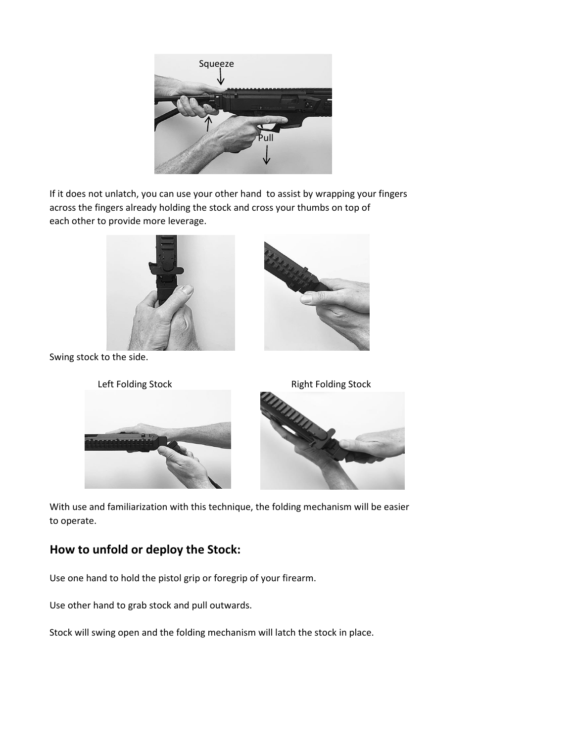Squeeze

Pull

If it does not unlatch, you can use your other hand to assist by wrapping your fingers across the fingers already holding the stock and cross your thumbs on top of each other to provide more leverage.

Swing stock to the side.

Left Folding Stock

Right Folding Stock

With use and familiarization with this technique, the folding mechanism will be easier to operate.

## How to unfold or deploy the Stock:

Use one hand to hold the pistol grip or foregrip of your firearm.

Use other hand to grab stock and pull outwards.

Stock will swing open and the folding mechanism will latch the stock in place.